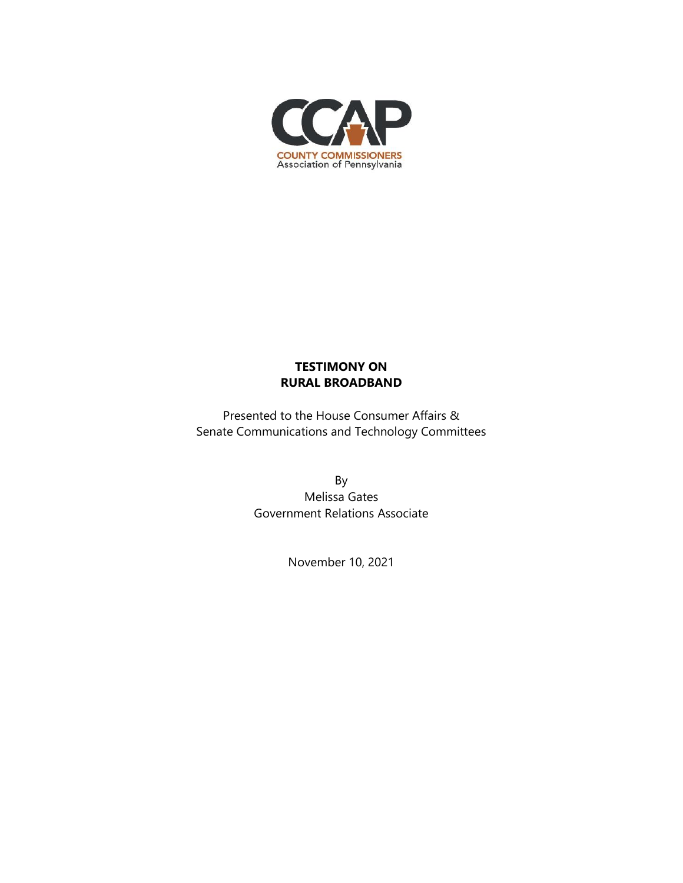CCAP

COUNTY COMMISSIONERS
Association of Pennsylvania

**TESTIMONY ON**
**RURAL BROADBAND**

Presented to the House Consumer Affairs &
Senate Communications and Technology Committees

By
Melissa Gates
Government Relations Associate

November 10, 2021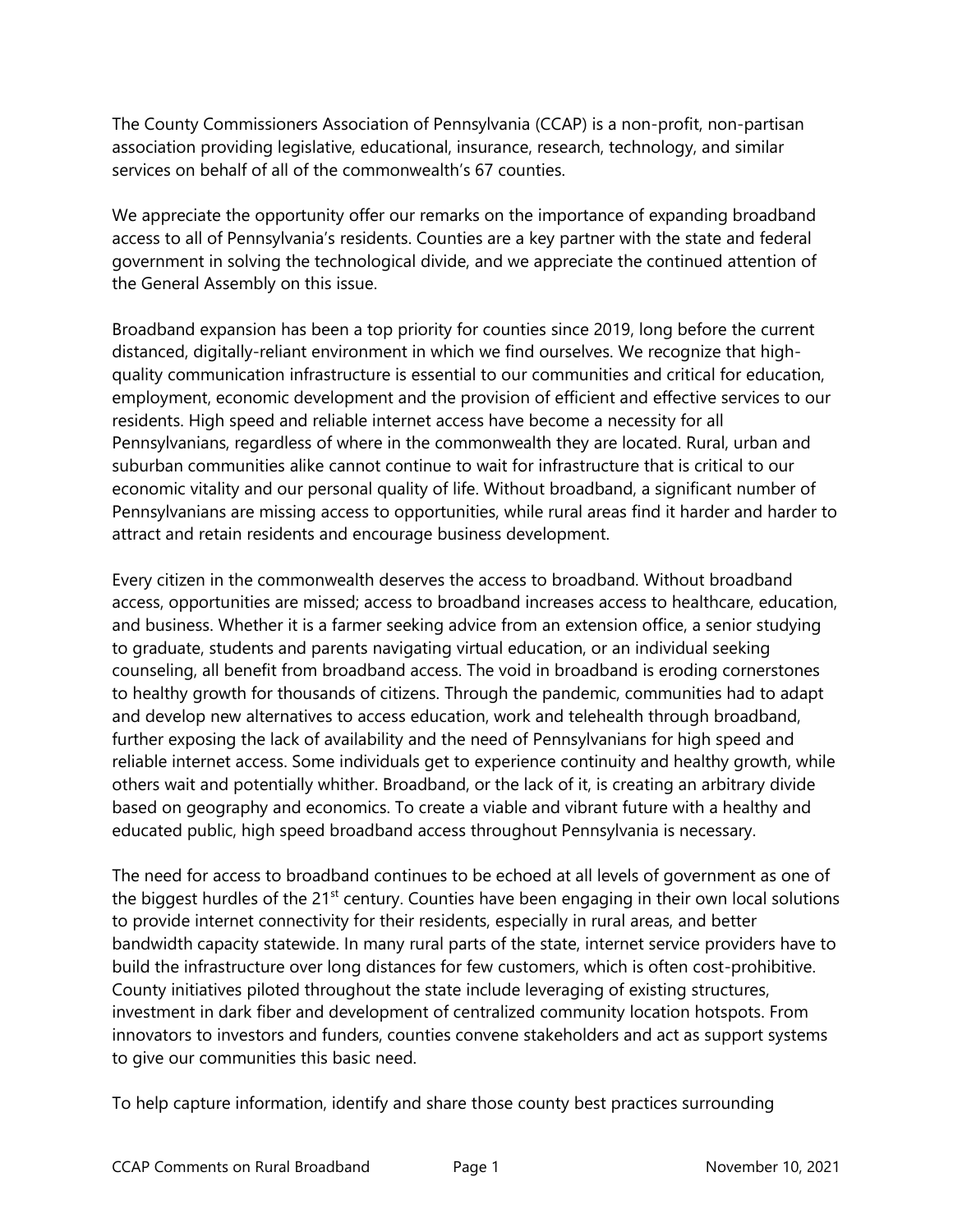The County Commissioners Association of Pennsylvania (CCAP) is a non-profit, non-partisan association providing legislative, educational, insurance, research, technology, and similar services on behalf of all of the commonwealth's 67 counties.

We appreciate the opportunity offer our remarks on the importance of expanding broadband access to all of Pennsylvania's residents. Counties are a key partner with the state and federal government in solving the technological divide, and we appreciate the continued attention of the General Assembly on this issue.

Broadband expansion has been a top priority for counties since 2019, long before the current distanced, digitally-reliant environment in which we find ourselves. We recognize that high-quality communication infrastructure is essential to our communities and critical for education, employment, economic development and the provision of efficient and effective services to our residents. High speed and reliable internet access have become a necessity for all Pennsylvanians, regardless of where in the commonwealth they are located. Rural, urban and suburban communities alike cannot continue to wait for infrastructure that is critical to our economic vitality and our personal quality of life. Without broadband, a significant number of Pennsylvanians are missing access to opportunities, while rural areas find it harder and harder to attract and retain residents and encourage business development.

Every citizen in the commonwealth deserves the access to broadband. Without broadband access, opportunities are missed; access to broadband increases access to healthcare, education, and business. Whether it is a farmer seeking advice from an extension office, a senior studying to graduate, students and parents navigating virtual education, or an individual seeking counseling, all benefit from broadband access. The void in broadband is eroding cornerstones to healthy growth for thousands of citizens. Through the pandemic, communities had to adapt and develop new alternatives to access education, work and telehealth through broadband, further exposing the lack of availability and the need of Pennsylvanians for high speed and reliable internet access. Some individuals get to experience continuity and healthy growth, while others wait and potentially whither. Broadband, or the lack of it, is creating an arbitrary divide based on geography and economics. To create a viable and vibrant future with a healthy and educated public, high speed broadband access throughout Pennsylvania is necessary.

The need for access to broadband continues to be echoed at all levels of government as one of the biggest hurdles of the 21st century. Counties have been engaging in their own local solutions to provide internet connectivity for their residents, especially in rural areas, and better bandwidth capacity statewide. In many rural parts of the state, internet service providers have to build the infrastructure over long distances for few customers, which is often cost-prohibitive. County initiatives piloted throughout the state include leveraging of existing structures, investment in dark fiber and development of centralized community location hotspots. From innovators to investors and funders, counties convene stakeholders and act as support systems to give our communities this basic need.

To help capture information, identify and share those county best practices surrounding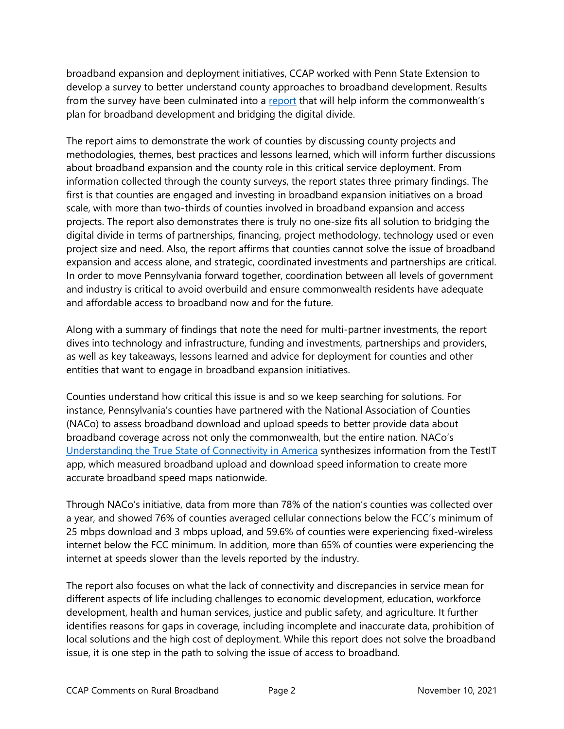broadband expansion and deployment initiatives, CCAP worked with Penn State Extension to develop a survey to better understand county approaches to broadband development. Results from the survey have been culminated into a report that will help inform the commonwealth's plan for broadband development and bridging the digital divide.

The report aims to demonstrate the work of counties by discussing county projects and methodologies, themes, best practices and lessons learned, which will inform further discussions about broadband expansion and the county role in this critical service deployment. From information collected through the county surveys, the report states three primary findings. The first is that counties are engaged and investing in broadband expansion initiatives on a broad scale, with more than two-thirds of counties involved in broadband expansion and access projects. The report also demonstrates there is truly no one-size fits all solution to bridging the digital divide in terms of partnerships, financing, project methodology, technology used or even project size and need. Also, the report affirms that counties cannot solve the issue of broadband expansion and access alone, and strategic, coordinated investments and partnerships are critical. In order to move Pennsylvania forward together, coordination between all levels of government and industry is critical to avoid overbuild and ensure commonwealth residents have adequate and affordable access to broadband now and for the future.

Along with a summary of findings that note the need for multi-partner investments, the report dives into technology and infrastructure, funding and investments, partnerships and providers, as well as key takeaways, lessons learned and advice for deployment for counties and other entities that want to engage in broadband expansion initiatives.

Counties understand how critical this issue is and so we keep searching for solutions. For instance, Pennsylvania's counties have partnered with the National Association of Counties (NACo) to assess broadband download and upload speeds to better provide data about broadband coverage across not only the commonwealth, but the entire nation. NACo's Understanding the True State of Connectivity in America synthesizes information from the TestIT app, which measured broadband upload and download speed information to create more accurate broadband speed maps nationwide.

Through NACo's initiative, data from more than 78% of the nation's counties was collected over a year, and showed 76% of counties averaged cellular connections below the FCC's minimum of 25 mbps download and 3 mbps upload, and 59.6% of counties were experiencing fixed-wireless internet below the FCC minimum. In addition, more than 65% of counties were experiencing the internet at speeds slower than the levels reported by the industry.

The report also focuses on what the lack of connectivity and discrepancies in service mean for different aspects of life including challenges to economic development, education, workforce development, health and human services, justice and public safety, and agriculture. It further identifies reasons for gaps in coverage, including incomplete and inaccurate data, prohibition of local solutions and the high cost of deployment. While this report does not solve the broadband issue, it is one step in the path to solving the issue of access to broadband.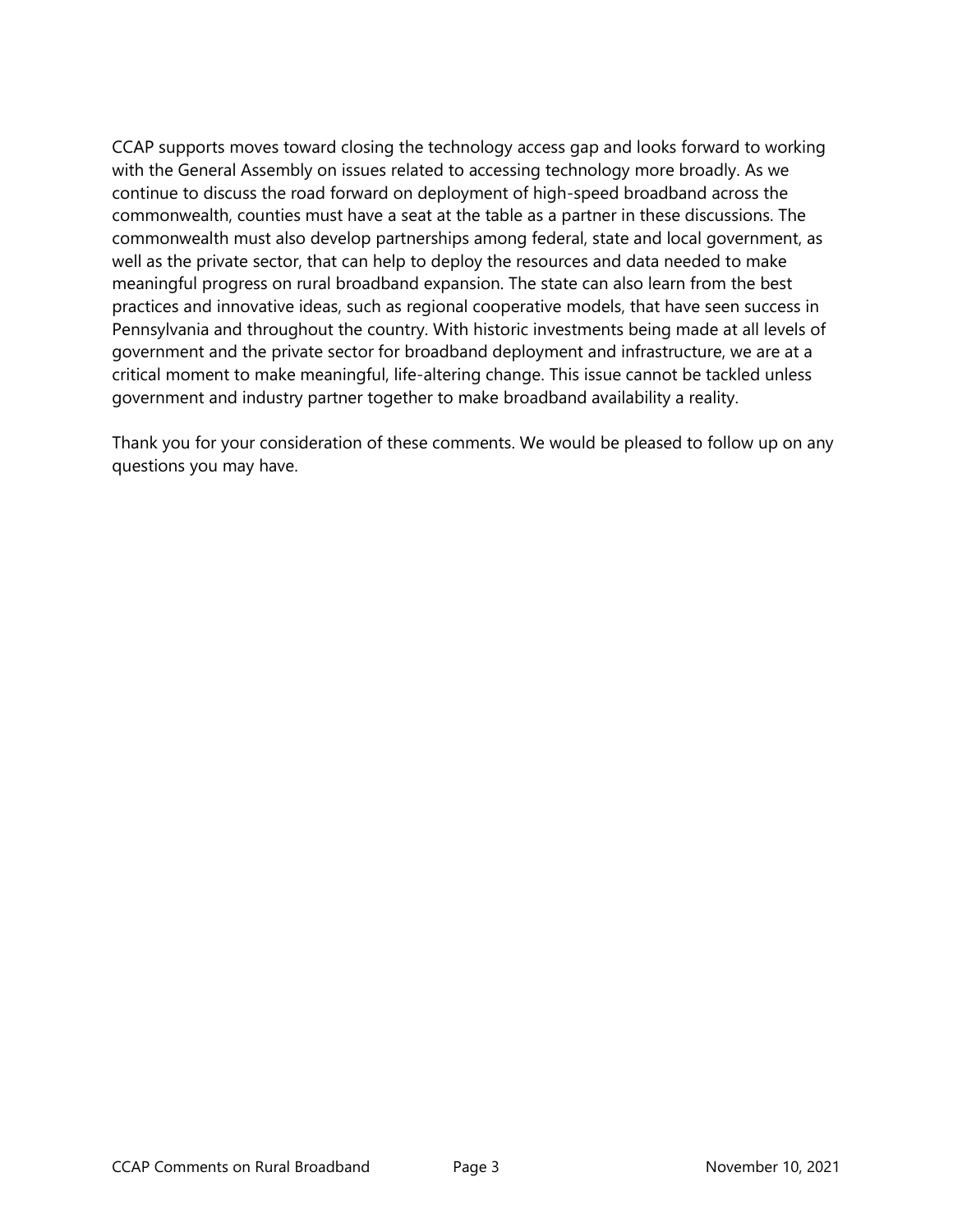CCAP supports moves toward closing the technology access gap and looks forward to working with the General Assembly on issues related to accessing technology more broadly. As we continue to discuss the road forward on deployment of high-speed broadband across the commonwealth, counties must have a seat at the table as a partner in these discussions. The commonwealth must also develop partnerships among federal, state and local government, as well as the private sector, that can help to deploy the resources and data needed to make meaningful progress on rural broadband expansion. The state can also learn from the best practices and innovative ideas, such as regional cooperative models, that have seen success in Pennsylvania and throughout the country. With historic investments being made at all levels of government and the private sector for broadband deployment and infrastructure, we are at a critical moment to make meaningful, life-altering change. This issue cannot be tackled unless government and industry partner together to make broadband availability a reality.

Thank you for your consideration of these comments. We would be pleased to follow up on any questions you may have.